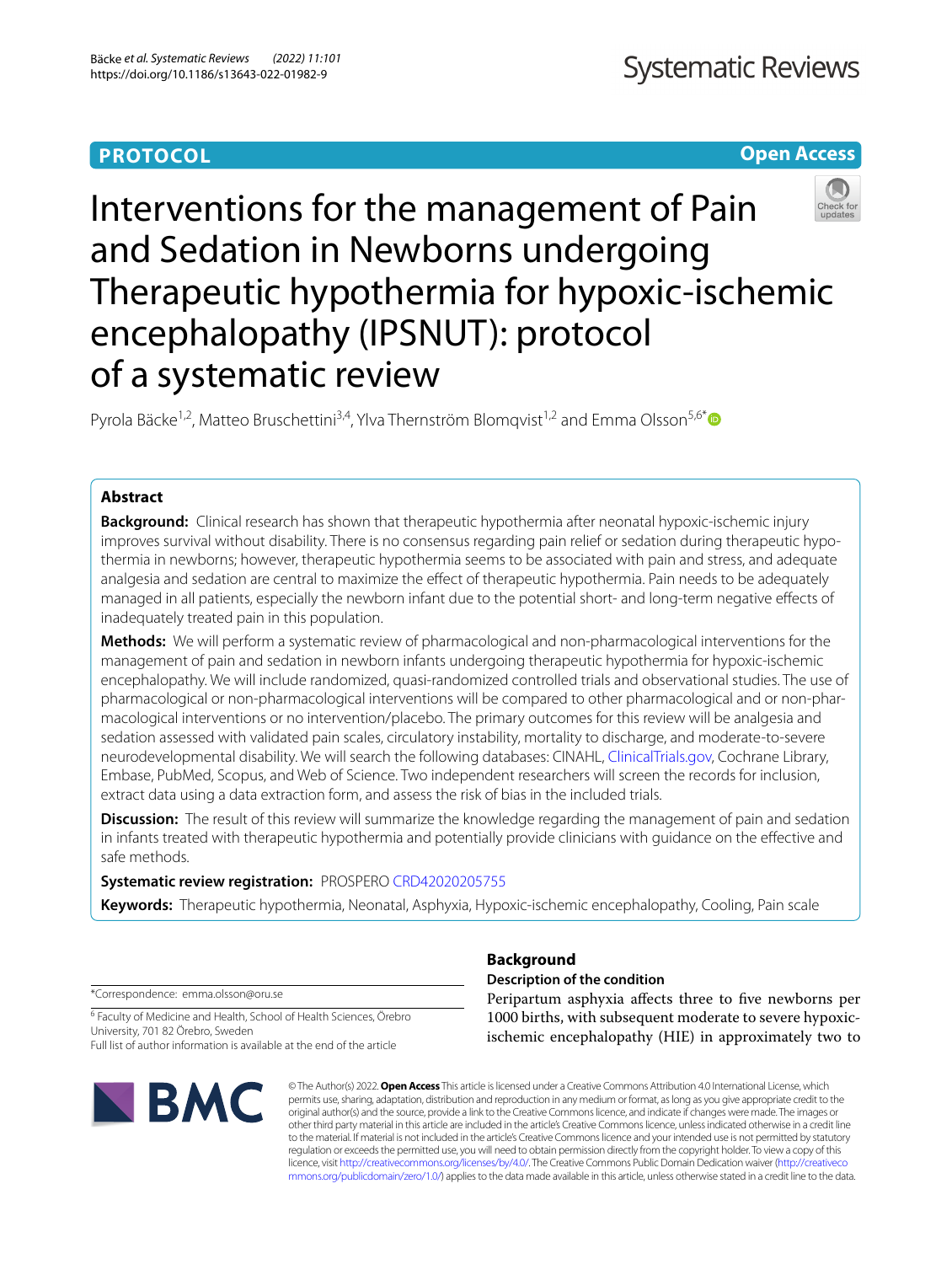PROTOCOL

Open Access

# Interventions for the management of Pain and Sedation in Newborns undergoing Therapeutic hypothermia for hypoxic-ischemic encephalopathy (IPSNUT): protocol of a systematic review

Pyrola Bäcke[1,2], Matteo Bruschettini[3,4], Ylva Thernström Blomqvist[1,2] and Emma Olsson[5,6*]

## Abstract

**Background:** Clinical research has shown that therapeutic hypothermia after neonatal hypoxic-ischemic injury improves survival without disability. There is no consensus regarding pain relief or sedation during therapeutic hypothermia in newborns; however, therapeutic hypothermia seems to be associated with pain and stress, and adequate analgesia and sedation are central to maximize the effect of therapeutic hypothermia. Pain needs to be adequately managed in all patients, especially the newborn infant due to the potential short- and long-term negative effects of inadequately treated pain in this population.

**Methods:** We will perform a systematic review of pharmacological and non-pharmacological interventions for the management of pain and sedation in newborn infants undergoing therapeutic hypothermia for hypoxic-ischemic encephalopathy. We will include randomized, quasi-randomized controlled trials and observational studies. The use of pharmacological or non-pharmacological interventions will be compared to other pharmacological and or non-pharmacological interventions or no intervention/placebo. The primary outcomes for this review will be analgesia and sedation assessed with validated pain scales, circulatory instability, mortality to discharge, and moderate-to-severe neurodevelopmental disability. We will search the following databases: CINAHL, ClinicalTrials.gov, Cochrane Library, Embase, PubMed, Scopus, and Web of Science. Two independent researchers will screen the records for inclusion, extract data using a data extraction form, and assess the risk of bias in the included trials.

**Discussion:** The result of this review will summarize the knowledge regarding the management of pain and sedation in infants treated with therapeutic hypothermia and potentially provide clinicians with guidance on the effective and safe methods.

**Systematic review registration:** PROSPERO CRD42020205755

**Keywords:** Therapeutic hypothermia, Neonatal, Asphyxia, Hypoxic-ischemic encephalopathy, Cooling, Pain scale

*Correspondence: emma.olsson@oru.se

[6] Faculty of Medicine and Health, School of Health Sciences, Örebro University, 701 82 Örebro, Sweden

Full list of author information is available at the end of the article

## Background

### Description of the condition

Peripartum asphyxia affects three to five newborns per 1000 births, with subsequent moderate to severe hypoxic-ischemic encephalopathy (HIE) in approximately two to

© The Author(s) 2022. **Open Access** This article is licensed under a Creative Commons Attribution 4.0 International License, which permits use, sharing, adaptation, distribution and reproduction in any medium or format, as long as you give appropriate credit to the original author(s) and the source, provide a link to the Creative Commons licence, and indicate if changes were made. The images or other third party material in this article are included in the article's Creative Commons licence, unless indicated otherwise in a credit line to the material. If material is not included in the article's Creative Commons licence and your intended use is not permitted by statutory regulation or exceeds the permitted use, you will need to obtain permission directly from the copyright holder. To view a copy of this licence, visit http://creativecommons.org/licenses/by/4.0/. The Creative Commons Public Domain Dedication waiver (http://creativecommons.org/publicdomain/zero/1.0/) applies to the data made available in this article, unless otherwise stated in a credit line to the data.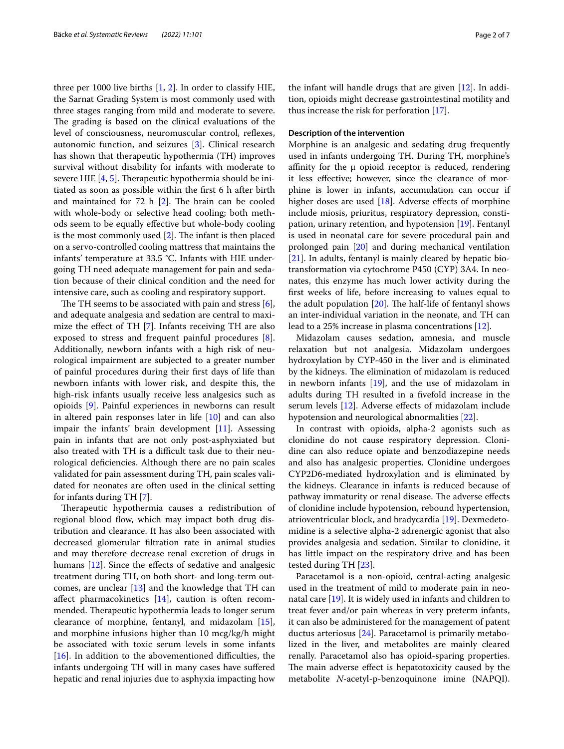three per 1000 live births [1, 2]. In order to classify HIE, the Sarnat Grading System is most commonly used with three stages ranging from mild and moderate to severe. The grading is based on the clinical evaluations of the level of consciousness, neuromuscular control, reflexes, autonomic function, and seizures [3]. Clinical research has shown that therapeutic hypothermia (TH) improves survival without disability for infants with moderate to severe HIE [4, 5]. Therapeutic hypothermia should be initiated as soon as possible within the first 6 h after birth and maintained for 72 h [2]. The brain can be cooled with whole-body or selective head cooling; both methods seem to be equally effective but whole-body cooling is the most commonly used [2]. The infant is then placed on a servo-controlled cooling mattress that maintains the infants' temperature at 33.5 °C. Infants with HIE undergoing TH need adequate management for pain and sedation because of their clinical condition and the need for intensive care, such as cooling and respiratory support.

The TH seems to be associated with pain and stress [6], and adequate analgesia and sedation are central to maximize the effect of TH [7]. Infants receiving TH are also exposed to stress and frequent painful procedures [8]. Additionally, newborn infants with a high risk of neurological impairment are subjected to a greater number of painful procedures during their first days of life than newborn infants with lower risk, and despite this, the high-risk infants usually receive less analgesics such as opioids [9]. Painful experiences in newborns can result in altered pain responses later in life [10] and can also impair the infants' brain development [11]. Assessing pain in infants that are not only post-asphyxiated but also treated with TH is a difficult task due to their neurological deficiencies. Although there are no pain scales validated for pain assessment during TH, pain scales validated for neonates are often used in the clinical setting for infants during TH [7].

Therapeutic hypothermia causes a redistribution of regional blood flow, which may impact both drug distribution and clearance. It has also been associated with decreased glomerular filtration rate in animal studies and may therefore decrease renal excretion of drugs in humans [12]. Since the effects of sedative and analgesic treatment during TH, on both short- and long-term outcomes, are unclear [13] and the knowledge that TH can affect pharmacokinetics [14], caution is often recommended. Therapeutic hypothermia leads to longer serum clearance of morphine, fentanyl, and midazolam [15], and morphine infusions higher than 10 mcg/kg/h might be associated with toxic serum levels in some infants [16]. In addition to the abovementioned difficulties, the infants undergoing TH will in many cases have suffered hepatic and renal injuries due to asphyxia impacting how the infant will handle drugs that are given [12]. In addition, opioids might decrease gastrointestinal motility and thus increase the risk for perforation [17].

#### Description of the intervention

Morphine is an analgesic and sedating drug frequently used in infants undergoing TH. During TH, morphine's affinity for the μ opioid receptor is reduced, rendering it less effective; however, since the clearance of morphine is lower in infants, accumulation can occur if higher doses are used [18]. Adverse effects of morphine include miosis, pruritus, respiratory depression, constipation, urinary retention, and hypotension [19]. Fentanyl is used in neonatal care for severe procedural pain and prolonged pain [20] and during mechanical ventilation [21]. In adults, fentanyl is mainly cleared by hepatic biotransformation via cytochrome P450 (CYP) 3A4. In neonates, this enzyme has much lower activity during the first weeks of life, before increasing to values equal to the adult population [20]. The half-life of fentanyl shows an inter-individual variation in the neonate, and TH can lead to a 25% increase in plasma concentrations [12].

Midazolam causes sedation, amnesia, and muscle relaxation but not analgesia. Midazolam undergoes hydroxylation by CYP-450 in the liver and is eliminated by the kidneys. The elimination of midazolam is reduced in newborn infants [19], and the use of midazolam in adults during TH resulted in a fivefold increase in the serum levels [12]. Adverse effects of midazolam include hypotension and neurological abnormalities [22].

In contrast with opioids, alpha-2 agonists such as clonidine do not cause respiratory depression. Clonidine can also reduce opiate and benzodiazepine needs and also has analgesic properties. Clonidine undergoes CYP2D6-mediated hydroxylation and is eliminated by the kidneys. Clearance in infants is reduced because of pathway immaturity or renal disease. The adverse effects of clonidine include hypotension, rebound hypertension, atrioventricular block, and bradycardia [19]. Dexmedetomidine is a selective alpha-2 adrenergic agonist that also provides analgesia and sedation. Similar to clonidine, it has little impact on the respiratory drive and has been tested during TH [23].

Paracetamol is a non-opioid, central-acting analgesic used in the treatment of mild to moderate pain in neonatal care [19]. It is widely used in infants and children to treat fever and/or pain whereas in very preterm infants, it can also be administered for the management of patent ductus arteriosus [24]. Paracetamol is primarily metabolized in the liver, and metabolites are mainly cleared renally. Paracetamol also has opioid-sparing properties. The main adverse effect is hepatotoxicity caused by the metabolite *N*-acetyl-p-benzoquinone imine (NAPQI).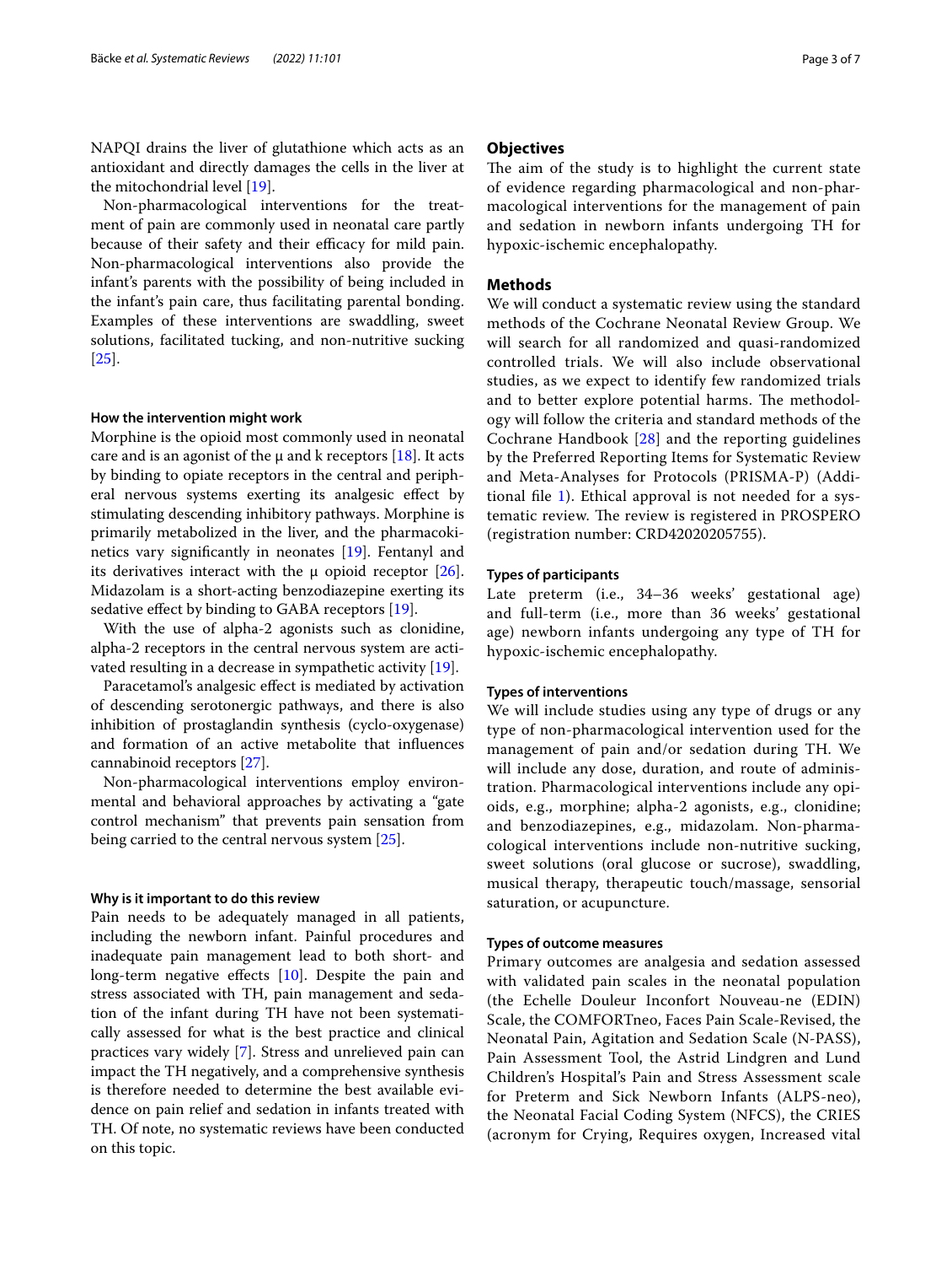NAPQI drains the liver of glutathione which acts as an antioxidant and directly damages the cells in the liver at the mitochondrial level [19].

Non-pharmacological interventions for the treatment of pain are commonly used in neonatal care partly because of their safety and their efficacy for mild pain. Non-pharmacological interventions also provide the infant's parents with the possibility of being included in the infant's pain care, thus facilitating parental bonding. Examples of these interventions are swaddling, sweet solutions, facilitated tucking, and non-nutritive sucking [25].

#### How the intervention might work

Morphine is the opioid most commonly used in neonatal care and is an agonist of the μ and k receptors [18]. It acts by binding to opiate receptors in the central and peripheral nervous systems exerting its analgesic effect by stimulating descending inhibitory pathways. Morphine is primarily metabolized in the liver, and the pharmacokinetics vary significantly in neonates [19]. Fentanyl and its derivatives interact with the μ opioid receptor [26]. Midazolam is a short-acting benzodiazepine exerting its sedative effect by binding to GABA receptors [19].

With the use of alpha-2 agonists such as clonidine, alpha-2 receptors in the central nervous system are activated resulting in a decrease in sympathetic activity [19].

Paracetamol's analgesic effect is mediated by activation of descending serotonergic pathways, and there is also inhibition of prostaglandin synthesis (cyclo-oxygenase) and formation of an active metabolite that influences cannabinoid receptors [27].

Non-pharmacological interventions employ environmental and behavioral approaches by activating a "gate control mechanism" that prevents pain sensation from being carried to the central nervous system [25].

#### Why is it important to do this review

Pain needs to be adequately managed in all patients, including the newborn infant. Painful procedures and inadequate pain management lead to both short- and long-term negative effects [10]. Despite the pain and stress associated with TH, pain management and sedation of the infant during TH have not been systematically assessed for what is the best practice and clinical practices vary widely [7]. Stress and unrelieved pain can impact the TH negatively, and a comprehensive synthesis is therefore needed to determine the best available evidence on pain relief and sedation in infants treated with TH. Of note, no systematic reviews have been conducted on this topic.

## Objectives

The aim of the study is to highlight the current state of evidence regarding pharmacological and non-pharmacological interventions for the management of pain and sedation in newborn infants undergoing TH for hypoxic-ischemic encephalopathy.

## Methods

We will conduct a systematic review using the standard methods of the Cochrane Neonatal Review Group. We will search for all randomized and quasi-randomized controlled trials. We will also include observational studies, as we expect to identify few randomized trials and to better explore potential harms. The methodology will follow the criteria and standard methods of the Cochrane Handbook [28] and the reporting guidelines by the Preferred Reporting Items for Systematic Review and Meta-Analyses for Protocols (PRISMA-P) (Additional file 1). Ethical approval is not needed for a systematic review. The review is registered in PROSPERO (registration number: CRD42020205755).

#### Types of participants

Late preterm (i.e., 34–36 weeks' gestational age) and full-term (i.e., more than 36 weeks' gestational age) newborn infants undergoing any type of TH for hypoxic-ischemic encephalopathy.

#### Types of interventions

We will include studies using any type of drugs or any type of non-pharmacological intervention used for the management of pain and/or sedation during TH. We will include any dose, duration, and route of administration. Pharmacological interventions include any opioids, e.g., morphine; alpha-2 agonists, e.g., clonidine; and benzodiazepines, e.g., midazolam. Non-pharmacological interventions include non-nutritive sucking, sweet solutions (oral glucose or sucrose), swaddling, musical therapy, therapeutic touch/massage, sensorial saturation, or acupuncture.

#### Types of outcome measures

Primary outcomes are analgesia and sedation assessed with validated pain scales in the neonatal population (the Echelle Douleur Inconfort Nouveau-ne (EDIN) Scale, the COMFORTneo, Faces Pain Scale-Revised, the Neonatal Pain, Agitation and Sedation Scale (N-PASS), Pain Assessment Tool, the Astrid Lindgren and Lund Children's Hospital's Pain and Stress Assessment scale for Preterm and Sick Newborn Infants (ALPS-neo), the Neonatal Facial Coding System (NFCS), the CRIES (acronym for Crying, Requires oxygen, Increased vital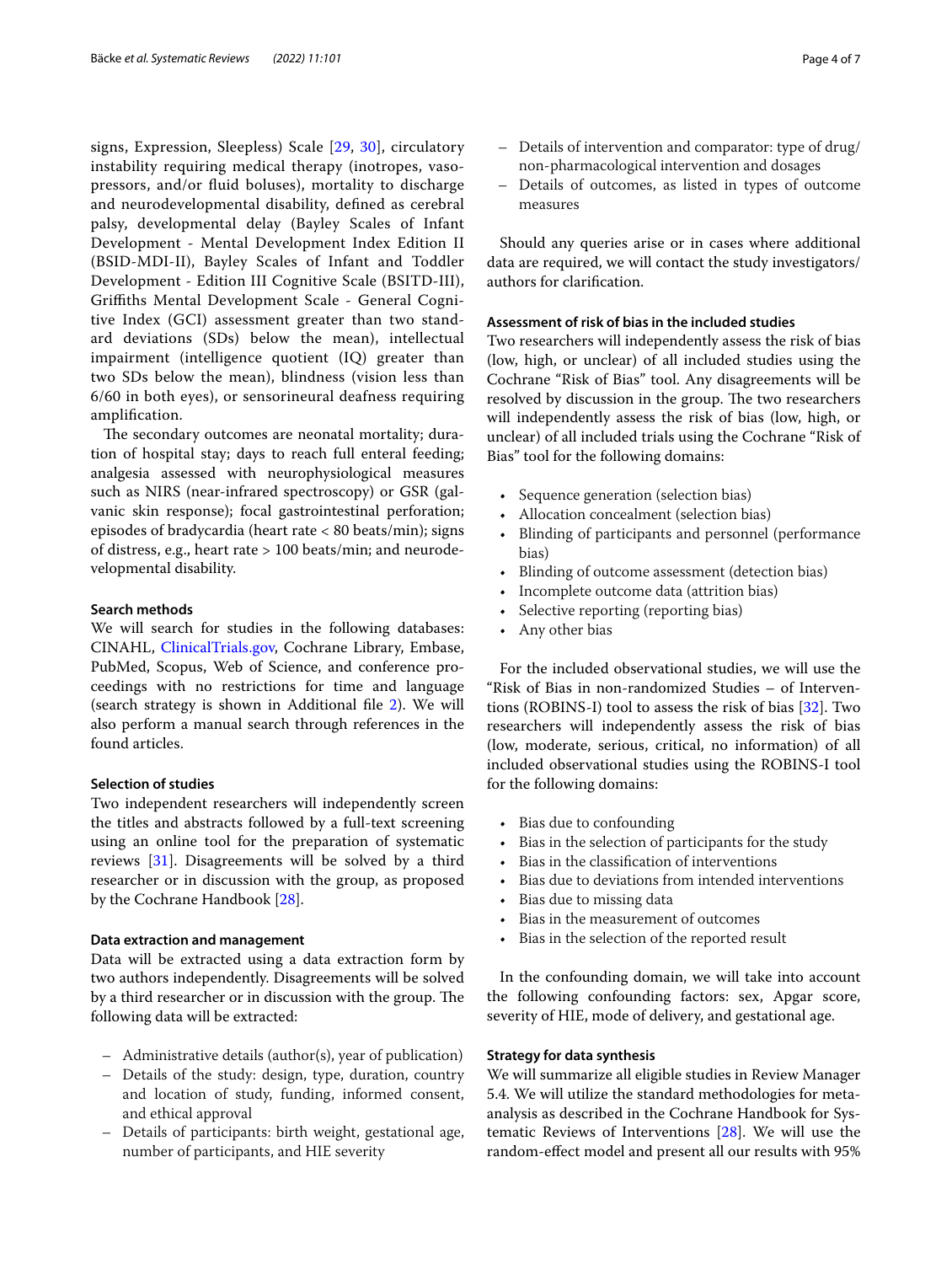signs, Expression, Sleepless) Scale [29, 30], circulatory instability requiring medical therapy (inotropes, vasopressors, and/or fluid boluses), mortality to discharge and neurodevelopmental disability, defined as cerebral palsy, developmental delay (Bayley Scales of Infant Development - Mental Development Index Edition II (BSID-MDI-II), Bayley Scales of Infant and Toddler Development - Edition III Cognitive Scale (BSITD-III), Griffiths Mental Development Scale - General Cognitive Index (GCI) assessment greater than two standard deviations (SDs) below the mean), intellectual impairment (intelligence quotient (IQ) greater than two SDs below the mean), blindness (vision less than 6/60 in both eyes), or sensorineural deafness requiring amplification.

The secondary outcomes are neonatal mortality; duration of hospital stay; days to reach full enteral feeding; analgesia assessed with neurophysiological measures such as NIRS (near-infrared spectroscopy) or GSR (galvanic skin response); focal gastrointestinal perforation; episodes of bradycardia (heart rate < 80 beats/min); signs of distress, e.g., heart rate > 100 beats/min; and neurodevelopmental disability.

#### Search methods

We will search for studies in the following databases: CINAHL, ClinicalTrials.gov, Cochrane Library, Embase, PubMed, Scopus, Web of Science, and conference proceedings with no restrictions for time and language (search strategy is shown in Additional file 2). We will also perform a manual search through references in the found articles.

#### Selection of studies

Two independent researchers will independently screen the titles and abstracts followed by a full-text screening using an online tool for the preparation of systematic reviews [31]. Disagreements will be solved by a third researcher or in discussion with the group, as proposed by the Cochrane Handbook [28].

#### Data extraction and management

Data will be extracted using a data extraction form by two authors independently. Disagreements will be solved by a third researcher or in discussion with the group. The following data will be extracted:

- Administrative details (author(s), year of publication)
- Details of the study: design, type, duration, country and location of study, funding, informed consent, and ethical approval
- Details of participants: birth weight, gestational age, number of participants, and HIE severity
- Details of intervention and comparator: type of drug/non-pharmacological intervention and dosages
- Details of outcomes, as listed in types of outcome measures

Should any queries arise or in cases where additional data are required, we will contact the study investigators/authors for clarification.

#### Assessment of risk of bias in the included studies

Two researchers will independently assess the risk of bias (low, high, or unclear) of all included studies using the Cochrane "Risk of Bias" tool. Any disagreements will be resolved by discussion in the group. The two researchers will independently assess the risk of bias (low, high, or unclear) of all included trials using the Cochrane "Risk of Bias" tool for the following domains:

- Sequence generation (selection bias)
- Allocation concealment (selection bias)
- Blinding of participants and personnel (performance bias)
- Blinding of outcome assessment (detection bias)
- Incomplete outcome data (attrition bias)
- Selective reporting (reporting bias)
- Any other bias

For the included observational studies, we will use the "Risk of Bias in non-randomized Studies – of Interventions (ROBINS-I) tool to assess the risk of bias [32]. Two researchers will independently assess the risk of bias (low, moderate, serious, critical, no information) of all included observational studies using the ROBINS-I tool for the following domains:

- Bias due to confounding
- Bias in the selection of participants for the study
- Bias in the classification of interventions
- Bias due to deviations from intended interventions
- Bias due to missing data
- Bias in the measurement of outcomes
- Bias in the selection of the reported result

In the confounding domain, we will take into account the following confounding factors: sex, Apgar score, severity of HIE, mode of delivery, and gestational age.

#### Strategy for data synthesis

We will summarize all eligible studies in Review Manager 5.4. We will utilize the standard methodologies for meta-analysis as described in the Cochrane Handbook for Systematic Reviews of Interventions [28]. We will use the random-effect model and present all our results with 95%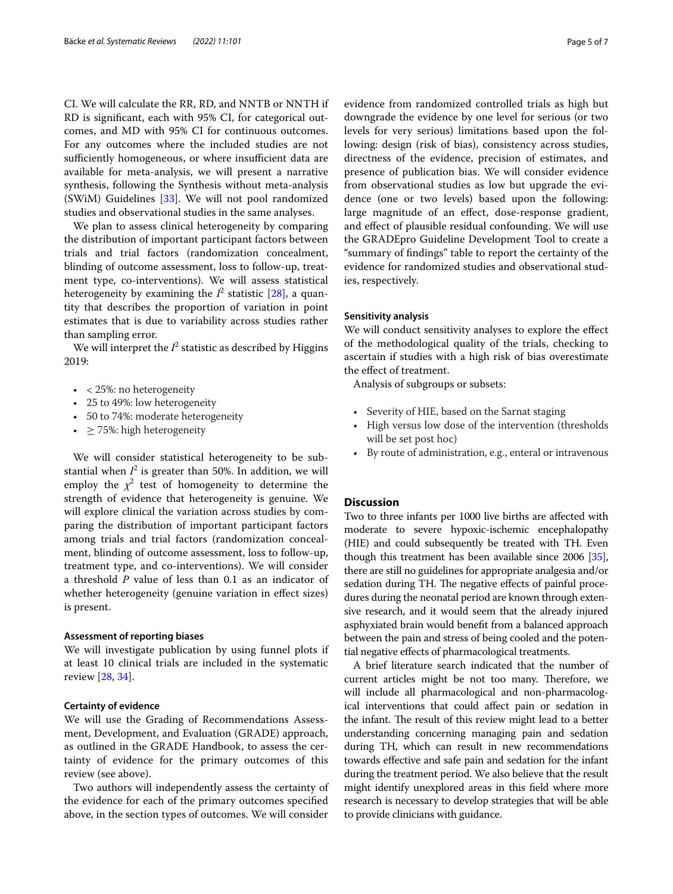CI. We will calculate the RR, RD, and NNTB or NNTH if RD is significant, each with 95% CI, for categorical outcomes, and MD with 95% CI for continuous outcomes. For any outcomes where the included studies are not sufficiently homogeneous, or where insufficient data are available for meta-analysis, we will present a narrative synthesis, following the Synthesis without meta-analysis (SWiM) Guidelines [33]. We will not pool randomized studies and observational studies in the same analyses.

We plan to assess clinical heterogeneity by comparing the distribution of important participant factors between trials and trial factors (randomization concealment, blinding of outcome assessment, loss to follow-up, treatment type, co-interventions). We will assess statistical heterogeneity by examining the $I^2$ statistic [28], a quantity that describes the proportion of variation in point estimates that is due to variability across studies rather than sampling error.

We will interpret the $I^2$ statistic as described by Higgins 2019:

- < 25%: no heterogeneity
- 25 to 49%: low heterogeneity
- 50 to 74%: moderate heterogeneity
- ≥ 75%: high heterogeneity

We will consider statistical heterogeneity to be substantial when $I^2$ is greater than 50%. In addition, we will employ the $\chi^2$ test of homogeneity to determine the strength of evidence that heterogeneity is genuine. We will explore clinical the variation across studies by comparing the distribution of important participant factors among trials and trial factors (randomization concealment, blinding of outcome assessment, loss to follow-up, treatment type, and co-interventions). We will consider a threshold $P$ value of less than 0.1 as an indicator of whether heterogeneity (genuine variation in effect sizes) is present.

#### Assessment of reporting biases

We will investigate publication by using funnel plots if at least 10 clinical trials are included in the systematic review [28, 34].

#### Certainty of evidence

We will use the Grading of Recommendations Assessment, Development, and Evaluation (GRADE) approach, as outlined in the GRADE Handbook, to assess the certainty of evidence for the primary outcomes of this review (see above).

Two authors will independently assess the certainty of the evidence for each of the primary outcomes specified above, in the section types of outcomes. We will consider evidence from randomized controlled trials as high but downgrade the evidence by one level for serious (or two levels for very serious) limitations based upon the following: design (risk of bias), consistency across studies, directness of the evidence, precision of estimates, and presence of publication bias. We will consider evidence from observational studies as low but upgrade the evidence (one or two levels) based upon the following: large magnitude of an effect, dose-response gradient, and effect of plausible residual confounding. We will use the GRADEpro Guideline Development Tool to create a "summary of findings" table to report the certainty of the evidence for randomized studies and observational studies, respectively.

#### Sensitivity analysis

We will conduct sensitivity analyses to explore the effect of the methodological quality of the trials, checking to ascertain if studies with a high risk of bias overestimate the effect of treatment.

Analysis of subgroups or subsets:

- Severity of HIE, based on the Sarnat staging
- High versus low dose of the intervention (thresholds will be set post hoc)
- By route of administration, e.g., enteral or intravenous

## Discussion

Two to three infants per 1000 live births are affected with moderate to severe hypoxic-ischemic encephalopathy (HIE) and could subsequently be treated with TH. Even though this treatment has been available since 2006 [35], there are still no guidelines for appropriate analgesia and/or sedation during TH. The negative effects of painful procedures during the neonatal period are known through extensive research, and it would seem that the already injured asphyxiated brain would benefit from a balanced approach between the pain and stress of being cooled and the potential negative effects of pharmacological treatments.

A brief literature search indicated that the number of current articles might be not too many. Therefore, we will include all pharmacological and non-pharmacological interventions that could affect pain or sedation in the infant. The result of this review might lead to a better understanding concerning managing pain and sedation during TH, which can result in new recommendations towards effective and safe pain and sedation for the infant during the treatment period. We also believe that the result might identify unexplored areas in this field where more research is necessary to develop strategies that will be able to provide clinicians with guidance.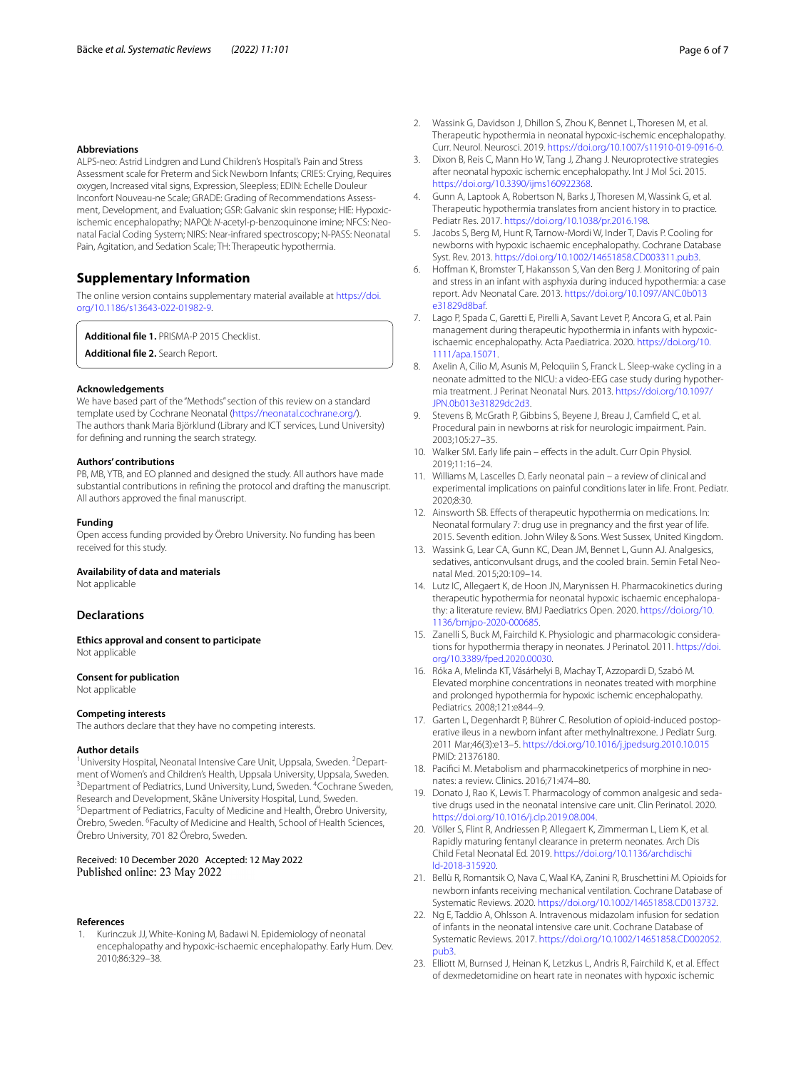#### Abbreviations

ALPS-neo: Astrid Lindgren and Lund Children's Hospital's Pain and Stress Assessment scale for Preterm and Sick Newborn Infants; CRIES: Crying, Requires oxygen, Increased vital signs, Expression, Sleepless; EDIN: Echelle Douleur Inconfort Nouveau-ne Scale; GRADE: Grading of Recommendations Assessment, Development, and Evaluation; GSR: Galvanic skin response; HIE: Hypoxic-ischemic encephalopathy; NAPQI: *N*-acetyl-p-benzoquinone imine; NFCS: Neonatal Facial Coding System; NIRS: Near-infrared spectroscopy; N-PASS: Neonatal Pain, Agitation, and Sedation Scale; TH: Therapeutic hypothermia.

## Supplementary Information

The online version contains supplementary material available at https://doi.org/10.1186/s13643-022-01982-9.

**Additional file 1.** PRISMA-P 2015 Checklist.

**Additional file 2.** Search Report.

#### Acknowledgements

We have based part of the "Methods" section of this review on a standard template used by Cochrane Neonatal (https://neonatal.cochrane.org/). The authors thank Maria Björklund (Library and ICT services, Lund University) for defining and running the search strategy.

#### Authors' contributions

PB, MB, YTB, and EO planned and designed the study. All authors have made substantial contributions in refining the protocol and drafting the manuscript. All authors approved the final manuscript.

#### Funding

Open access funding provided by Örebro University. No funding has been received for this study.

#### Availability of data and materials

Not applicable

### Declarations

#### Ethics approval and consent to participate

Not applicable

#### Consent for publication

Not applicable

#### Competing interests

The authors declare that they have no competing interests.

#### Author details

[1]University Hospital, Neonatal Intensive Care Unit, Uppsala, Sweden. [2]Department of Women's and Children's Health, Uppsala University, Uppsala, Sweden. [3]Department of Pediatrics, Lund University, Lund, Sweden. [4]Cochrane Sweden, Research and Development, Skåne University Hospital, Lund, Sweden. [5]Department of Pediatrics, Faculty of Medicine and Health, Örebro University, Örebro, Sweden. [6]Faculty of Medicine and Health, School of Health Sciences, Örebro University, 701 82 Örebro, Sweden.

Received: 10 December 2020 Accepted: 12 May 2022
Published online: 23 May 2022

#### References

1. Kurinczuk JJ, White-Koning M, Badawi N. Epidemiology of neonatal encephalopathy and hypoxic-ischaemic encephalopathy. Early Hum. Dev. 2010;86:329–38.
2. Wassink G, Davidson J, Dhillon S, Zhou K, Bennet L, Thoresen M, et al. Therapeutic hypothermia in neonatal hypoxic-ischemic encephalopathy. Curr. Neurol. Neurosci. 2019. https://doi.org/10.1007/s11910-019-0916-0.
3. Dixon B, Reis C, Mann Ho W, Tang J, Zhang J. Neuroprotective strategies after neonatal hypoxic ischemic encephalopathy. Int J Mol Sci. 2015. https://doi.org/10.3390/ijms160922368.
4. Gunn A, Laptook A, Robertson N, Barks J, Thoresen M, Wassink G, et al. Therapeutic hypothermia translates from ancient history in to practice. Pediatr Res. 2017. https://doi.org/10.1038/pr.2016.198.
5. Jacobs S, Berg M, Hunt R, Tarnow-Mordi W, Inder T, Davis P. Cooling for newborns with hypoxic ischaemic encephalopathy. Cochrane Database Syst. Rev. 2013. https://doi.org/10.1002/14651858.CD003311.pub3.
6. Hoffman K, Bromster T, Hakansson S, Van den Berg J. Monitoring of pain and stress in an infant with asphyxia during induced hypothermia: a case report. Adv Neonatal Care. 2013. https://doi.org/10.1097/ANC.0b013e31829d8baf.
7. Lago P, Spada C, Garetti E, Pirelli A, Savant Levet P, Ancora G, et al. Pain management during therapeutic hypothermia in infants with hypoxic-ischaemic encephalopathy. Acta Paediatrica. 2020. https://doi.org/10.1111/apa.15071.
8. Axelin A, Cilio M, Asunis M, Peloquiin S, Franck L. Sleep-wake cycling in a neonate admitted to the NICU: a video-EEG case study during hypothermia treatment. J Perinat Neonatal Nurs. 2013. https://doi.org/10.1097/JPN.0b013e31829dc2d3.
9. Stevens B, McGrath P, Gibbins S, Beyene J, Breau J, Camfield C, et al. Procedural pain in newborns at risk for neurologic impairment. Pain. 2003;105:27–35.
10. Walker SM. Early life pain – effects in the adult. Curr Opin Physiol. 2019;11:16–24.
11. Williams M, Lascelles D. Early neonatal pain – a review of clinical and experimental implications on painful conditions later in life. Front. Pediatr. 2020;8:30.
12. Ainsworth SB. Effects of therapeutic hypothermia on medications. In: Neonatal formulary 7: drug use in pregnancy and the first year of life. 2015. Seventh edition. John Wiley & Sons. West Sussex, United Kingdom.
13. Wassink G, Lear CA, Gunn KC, Dean JM, Bennet L, Gunn AJ. Analgesics, sedatives, anticonvulsant drugs, and the cooled brain. Semin Fetal Neonatal Med. 2015;20:109–14.
14. Lutz IC, Allegaert K, de Hoon JN, Marynissen H. Pharmacokinetics during therapeutic hypothermia for neonatal hypoxic ischaemic encephalopathy: a literature review. BMJ Paediatrics Open. 2020. https://doi.org/10.1136/bmjpo-2020-000685.
15. Zanelli S, Buck M, Fairchild K. Physiologic and pharmacologic considerations for hypothermia therapy in neonates. J Perinatol. 2011. https://doi.org/10.3389/fped.2020.00030.
16. Róka A, Melinda KT, Vásárhelyi B, Machay T, Azzopardi D, Szabó M. Elevated morphine concentrations in neonates treated with morphine and prolonged hypothermia for hypoxic ischemic encephalopathy. Pediatrics. 2008;121:e844–9.
17. Garten L, Degenhardt P, Bührer C. Resolution of opioid-induced postoperative ileus in a newborn infant after methylnaltrexone. J Pediatr Surg. 2011 Mar;46(3):e13–5. https://doi.org/10.1016/j.jpedsurg.2010.10.015 PMID: 21376180.
18. Pacifici M. Metabolism and pharmacokinetperics of morphine in neonates: a review. Clinics. 2016;71:474–80.
19. Donato J, Rao K, Lewis T. Pharmacology of common analgesic and sedative drugs used in the neonatal intensive care unit. Clin Perinatol. 2020. https://doi.org/10.1016/j.clp.2019.08.004.
20. Völler S, Flint R, Andriessen P, Allegaert K, Zimmerman L, Liem K, et al. Rapidly maturing fentanyl clearance in preterm neonates. Arch Dis Child Fetal Neonatal Ed. 2019. https://doi.org/10.1136/archdischild-2018-315920.
21. Bellù R, Romantsik O, Nava C, Waal KA, Zanini R, Bruschettini M. Opioids for newborn infants receiving mechanical ventilation. Cochrane Database of Systematic Reviews. 2020. https://doi.org/10.1002/14651858.CD013732.
22. Ng E, Taddio A, Ohlsson A. Intravenous midazolam infusion for sedation of infants in the neonatal intensive care unit. Cochrane Database of Systematic Reviews. 2017. https://doi.org/10.1002/14651858.CD002052.pub3.
23. Elliott M, Burnsed J, Heinan K, Letzkus L, Andris R, Fairchild K, et al. Effect of dexmedetomidine on heart rate in neonates with hypoxic ischemic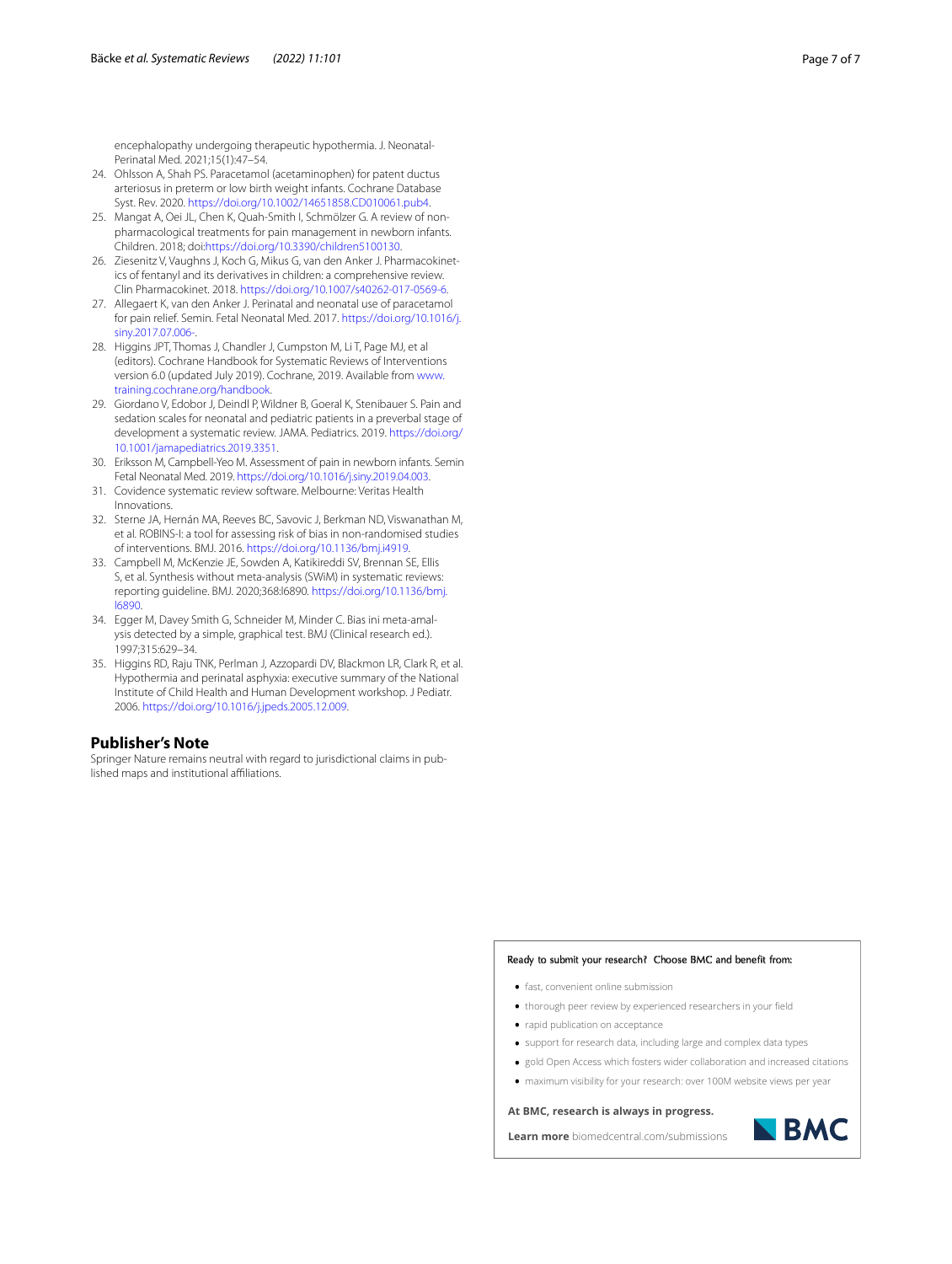encephalopathy undergoing therapeutic hypothermia. J. Neonatal-Perinatal Med. 2021;15(1):47–54.

24. Ohlsson A, Shah PS. Paracetamol (acetaminophen) for patent ductus arteriosus in preterm or low birth weight infants. Cochrane Database Syst. Rev. 2020. https://doi.org/10.1002/14651858.CD010061.pub4.
25. Mangat A, Oei JL, Chen K, Quah-Smith I, Schmölzer G. A review of non-pharmacological treatments for pain management in newborn infants. Children. 2018; doi:https://doi.org/10.3390/children5100130.
26. Ziesenitz V, Vaughns J, Koch G, Mikus G, van den Anker J. Pharmacokinetics of fentanyl and its derivatives in children: a comprehensive review. Clin Pharmacokinet. 2018. https://doi.org/10.1007/s40262-017-0569-6.
27. Allegaert K, van den Anker J. Perinatal and neonatal use of paracetamol for pain relief. Semin. Fetal Neonatal Med. 2017. https://doi.org/10.1016/j.siny.2017.07.006-.
28. Higgins JPT, Thomas J, Chandler J, Cumpston M, Li T, Page MJ, et al (editors). Cochrane Handbook for Systematic Reviews of Interventions version 6.0 (updated July 2019). Cochrane, 2019. Available from www.training.cochrane.org/handbook.
29. Giordano V, Edobor J, Deindl P, Wildner B, Goeral K, Stenibauer S. Pain and sedation scales for neonatal and pediatric patients in a preverbal stage of development a systematic review. JAMA. Pediatrics. 2019. https://doi.org/10.1001/jamapediatrics.2019.3351.
30. Eriksson M, Campbell-Yeo M. Assessment of pain in newborn infants. Semin Fetal Neonatal Med. 2019. https://doi.org/10.1016/j.siny.2019.04.003.
31. Covidence systematic review software. Melbourne: Veritas Health Innovations.
32. Sterne JA, Hernán MA, Reeves BC, Savovic J, Berkman ND, Viswanathan M, et al. ROBINS-I: a tool for assessing risk of bias in non-randomised studies of interventions. BMJ. 2016. https://doi.org/10.1136/bmj.i4919.
33. Campbell M, McKenzie JE, Sowden A, Katikireddi SV, Brennan SE, Ellis S, et al. Synthesis without meta-analysis (SWiM) in systematic reviews: reporting guideline. BMJ. 2020;368:l6890. https://doi.org/10.1136/bmj.l6890.
34. Egger M, Davey Smith G, Schneider M, Minder C. Bias ini meta-amalysis detected by a simple, graphical test. BMJ (Clinical research ed.). 1997;315:629–34.
35. Higgins RD, Raju TNK, Perlman J, Azzopardi DV, Blackmon LR, Clark R, et al. Hypothermia and perinatal asphyxia: executive summary of the National Institute of Child Health and Human Development workshop. J Pediatr. 2006. https://doi.org/10.1016/j.jpeds.2005.12.009.

## Publisher's Note

Springer Nature remains neutral with regard to jurisdictional claims in published maps and institutional affiliations.

Ready to submit your research? Choose BMC and benefit from:

- fast, convenient online submission
- thorough peer review by experienced researchers in your field
- rapid publication on acceptance
- support for research data, including large and complex data types
- gold Open Access which fosters wider collaboration and increased citations
- maximum visibility for your research: over 100M website views per year

**At BMC, research is always in progress.**

**Learn more** biomedcentral.com/submissions

BMC